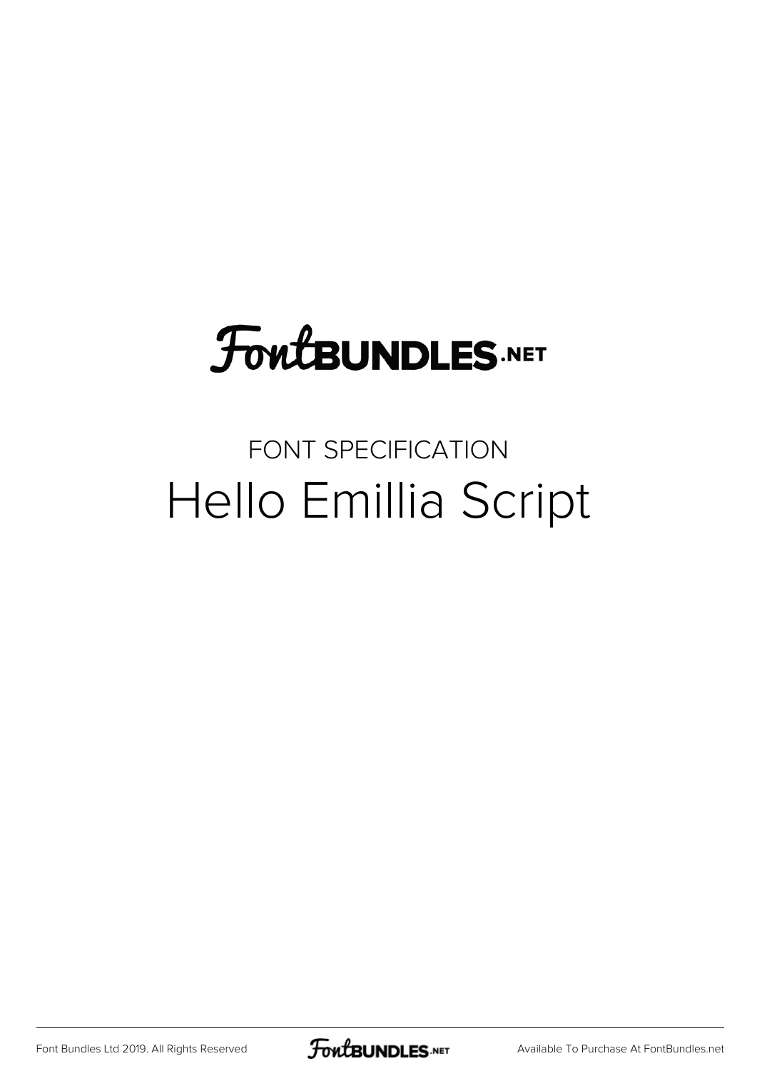# FontBUNDLES.NET

## FONT SPECIFICATION

# Hello Emillia Script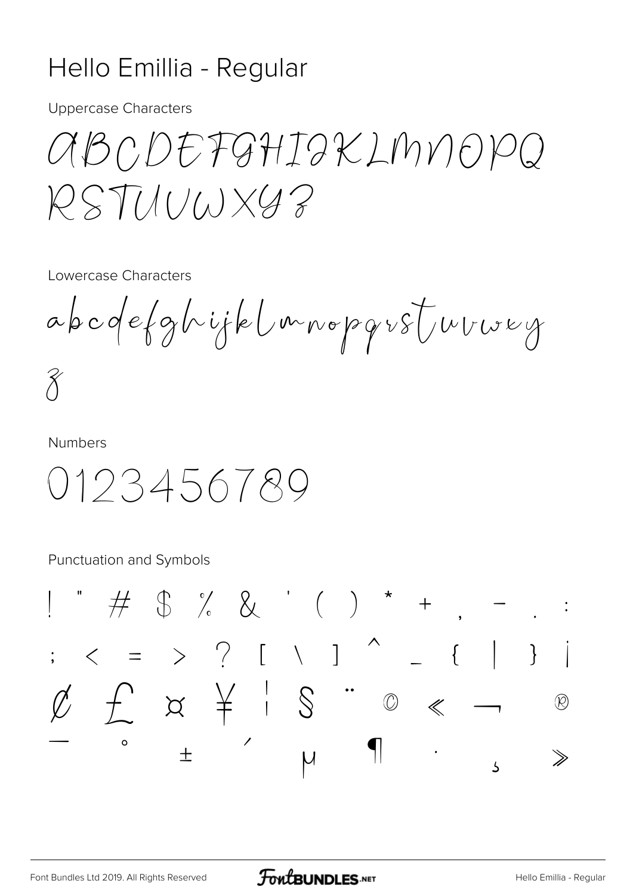# Hello Emillia - Regular

Uppercase Characters

ABCDEFGHIJKLMNOPQ
RSTUVWXYZ

Lowercase Characters

abcdefghijklmnopqrstuvwxy
z

Numbers

0123456789

Punctuation and Symbols

! " # $ % & ' ( ) * + , - . :
; < = > ? [ \ ] ^ _ { | } ¡
¢ £ ¤ ¥ ¦ § ¨ © « ¬ ®
¯ ° ± ´ µ ¶ · ¸ »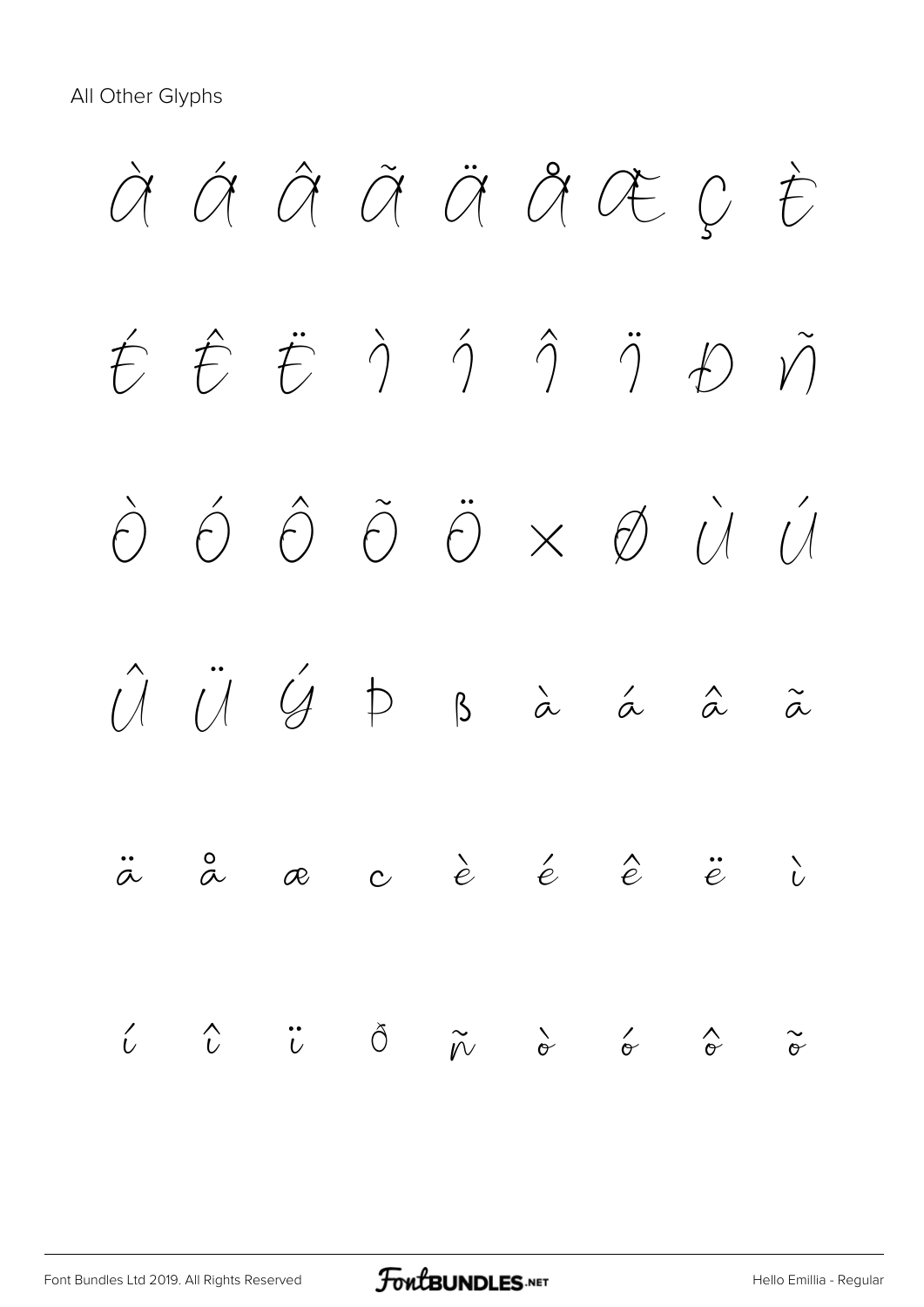All Other Glyphs

À Á Â Ã Ä Å Æ Ç È

É Ê Ë Ì Í Î Ï Ð Ñ

Ò Ó Ô Õ Ö × Ø Ù Ú

Û Ü Ý Þ ß à á â ã

ä å æ ç è é ê ë ì

í î ï ð ñ ò ó ô õ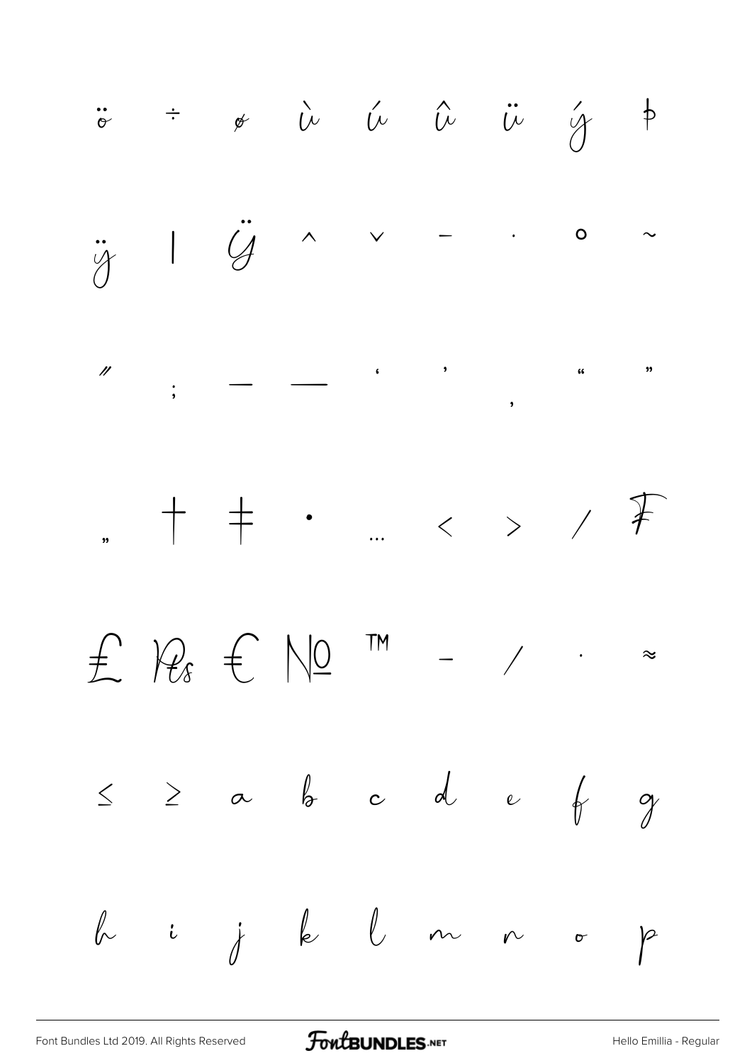ö ÷ ø ù ú û ü ý þ

ÿ | Ÿ ˆ ˇ ¯ ˙ ˚ ˜

˝ ; – — ‘ ’ ‚ “ ”

„ † ‡ • … ‹ › ⁄ ₣

₤ ₨ € № ™ − ∕ ∙ ≈

≤ ≥ a b c d e f g

h i j k l m n o p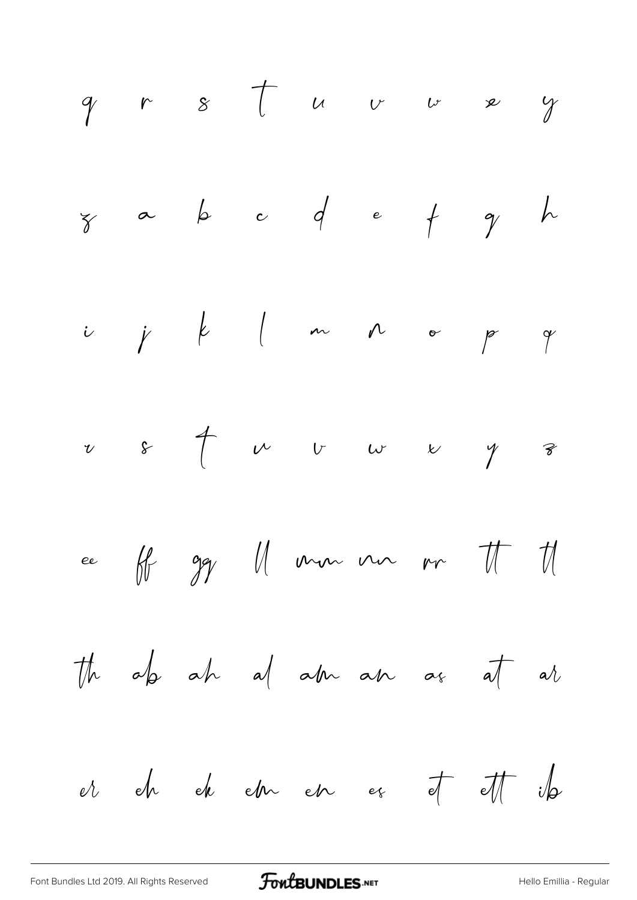q r s t u v w x y

z a b c d e f g h

i j k l m n o p q

r s t u v w x y z

ee ff gg ll mm nn rr tt tl

th ab ah al am an as at ar

er eh ek em en es et ett ib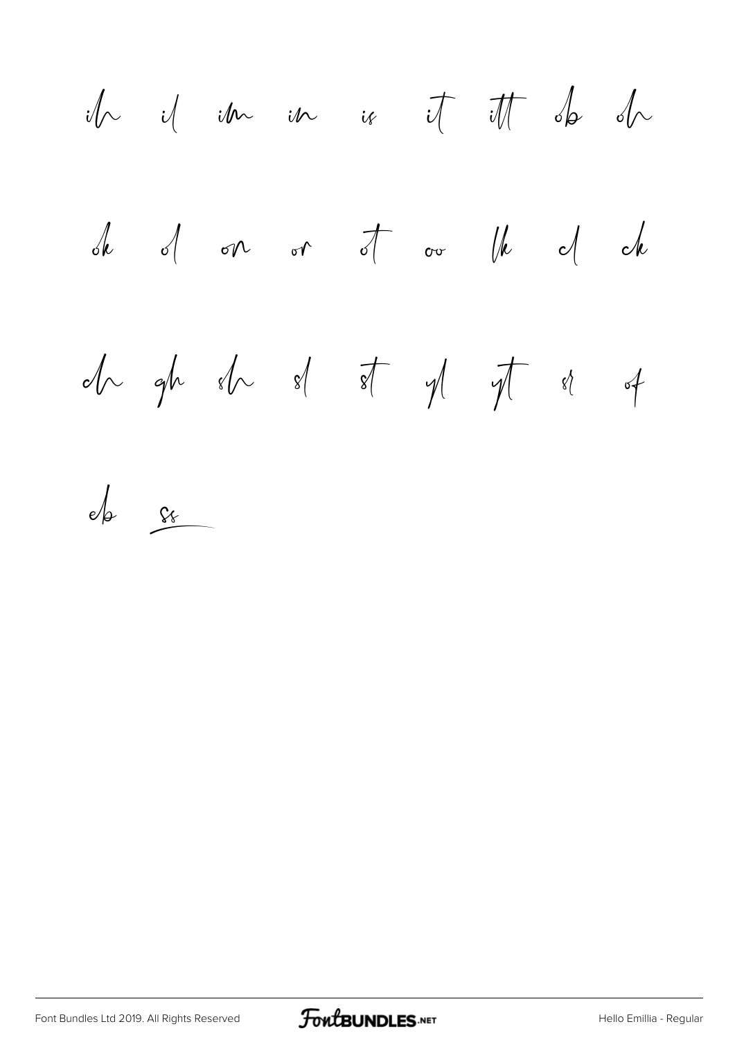ih il im in is it itt ob oh

ok ol on or ot oo lk cl ck

ch gh sh sl st yl yt sr of

eb ss